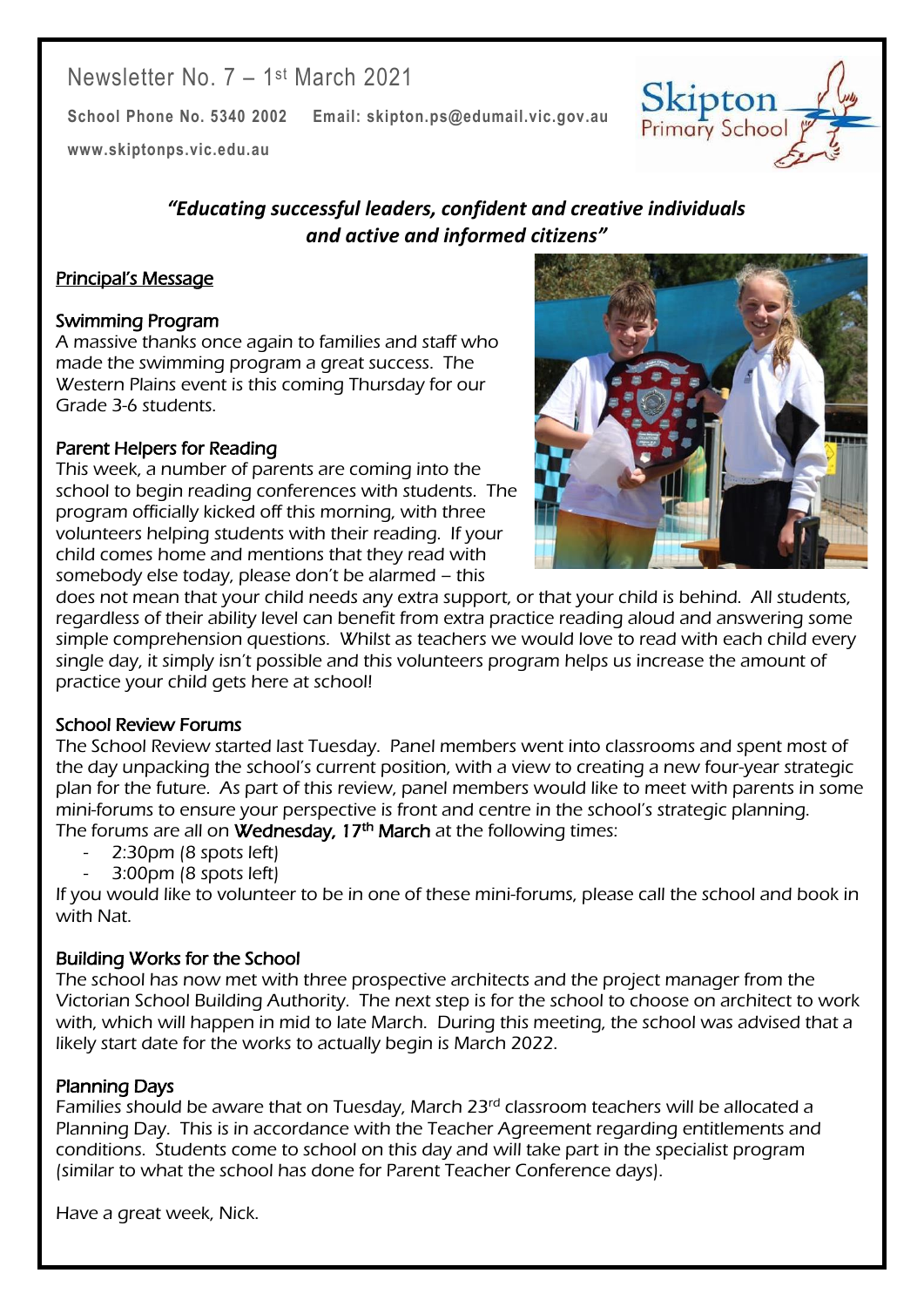Newsletter No. 7 – 1st March 2021

**School Phone No. 5340 2002** **Email: skipton.ps@edumail.vic.gov.au**

**www.skiptonps.vic.edu.au**

Skipton Primary School

***"Educating successful leaders, confident and creative individuals and active and informed citizens"***

## Principal's Message

### Swimming Program

A massive thanks once again to families and staff who made the swimming program a great success. The Western Plains event is this coming Thursday for our Grade 3-6 students.

### Parent Helpers for Reading

This week, a number of parents are coming into the school to begin reading conferences with students. The program officially kicked off this morning, with three volunteers helping students with their reading. If your child comes home and mentions that they read with somebody else today, please don't be alarmed – this does not mean that your child needs any extra support, or that your child is behind. All students, regardless of their ability level can benefit from extra practice reading aloud and answering some simple comprehension questions. Whilst as teachers we would love to read with each child every single day, it simply isn't possible and this volunteers program helps us increase the amount of practice your child gets here at school!

### School Review Forums

The School Review started last Tuesday. Panel members went into classrooms and spent most of the day unpacking the school's current position, with a view to creating a new four-year strategic plan for the future. As part of this review, panel members would like to meet with parents in some mini-forums to ensure your perspective is front and centre in the school's strategic planning. The forums are all on **Wednesday, 17th March** at the following times:

- 2:30pm (8 spots left)
- 3:00pm (8 spots left)

If you would like to volunteer to be in one of these mini-forums, please call the school and book in with Nat.

### Building Works for the School

The school has now met with three prospective architects and the project manager from the Victorian School Building Authority. The next step is for the school to choose on architect to work with, which will happen in mid to late March. During this meeting, the school was advised that a likely start date for the works to actually begin is March 2022.

### Planning Days

Families should be aware that on Tuesday, March 23rd classroom teachers will be allocated a Planning Day. This is in accordance with the Teacher Agreement regarding entitlements and conditions. Students come to school on this day and will take part in the specialist program (similar to what the school has done for Parent Teacher Conference days).

Have a great week, Nick.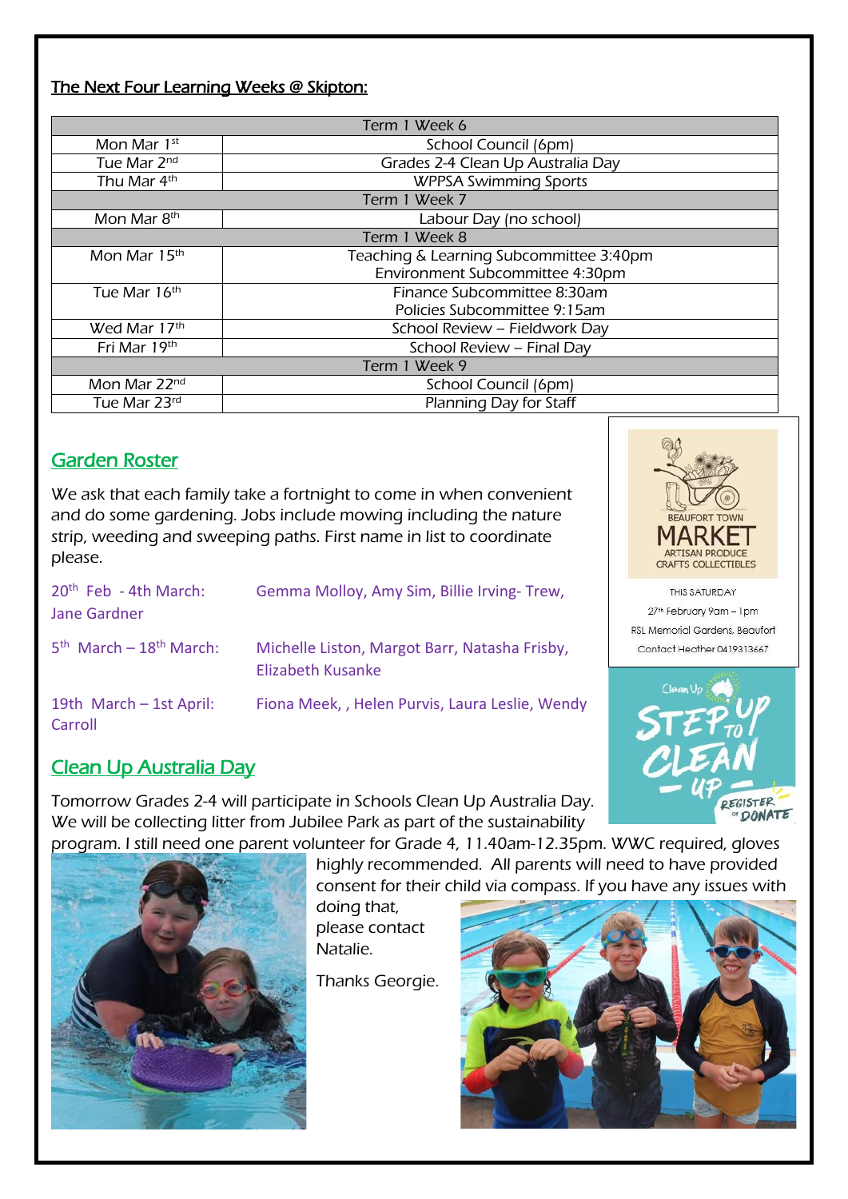## The Next Four Learning Weeks @ Skipton:

| | |
|---|---|
| Term 1 Week 6 | |
| Mon Mar 1st | School Council (6pm) |
| Tue Mar 2nd | Grades 2-4 Clean Up Australia Day |
| Thu Mar 4th | WPPSA Swimming Sports |
| Term 1 Week 7 | |
| Mon Mar 8th | Labour Day (no school) |
| Term 1 Week 8 | |
| Mon Mar 15th | Teaching & Learning Subcommittee 3:40pm<br>Environment Subcommittee 4:30pm |
| Tue Mar 16th | Finance Subcommittee 8:30am<br>Policies Subcommittee 9:15am |
| Wed Mar 17th | School Review – Fieldwork Day |
| Fri Mar 19th | School Review – Final Day |
| Term 1 Week 9 | |
| Mon Mar 22nd | School Council (6pm) |
| Tue Mar 23rd | Planning Day for Staff |

## Garden Roster

We ask that each family take a fortnight to come in when convenient and do some gardening. Jobs include mowing including the nature strip, weeding and sweeping paths. First name in list to coordinate please.

20th Feb - 4th March: Gemma Molloy, Amy Sim, Billie Irving- Trew, Jane Gardner

5th March – 18th March: Michelle Liston, Margot Barr, Natasha Frisby, Elizabeth Kusanke

19th March – 1st April: Fiona Meek, , Helen Purvis, Laura Leslie, Wendy Carroll

BEAUFORT TOWN MARKET
ARTISAN PRODUCE
CRAFTS COLLECTIBLES

THIS SATURDAY
27th February 9am – 1pm
RSL Memorial Gardens, Beaufort
Contact Heather 0419313667

Clean Up
STEP UP TO CLEAN UP
REGISTER or DONATE

## Clean Up Australia Day

Tomorrow Grades 2-4 will participate in Schools Clean Up Australia Day. We will be collecting litter from Jubilee Park as part of the sustainability program. I still need one parent volunteer for Grade 4, 11.40am-12.35pm. WWC required, gloves highly recommended. All parents will need to have provided consent for their child via compass. If you have any issues with doing that, please contact Natalie.

Thanks Georgie.